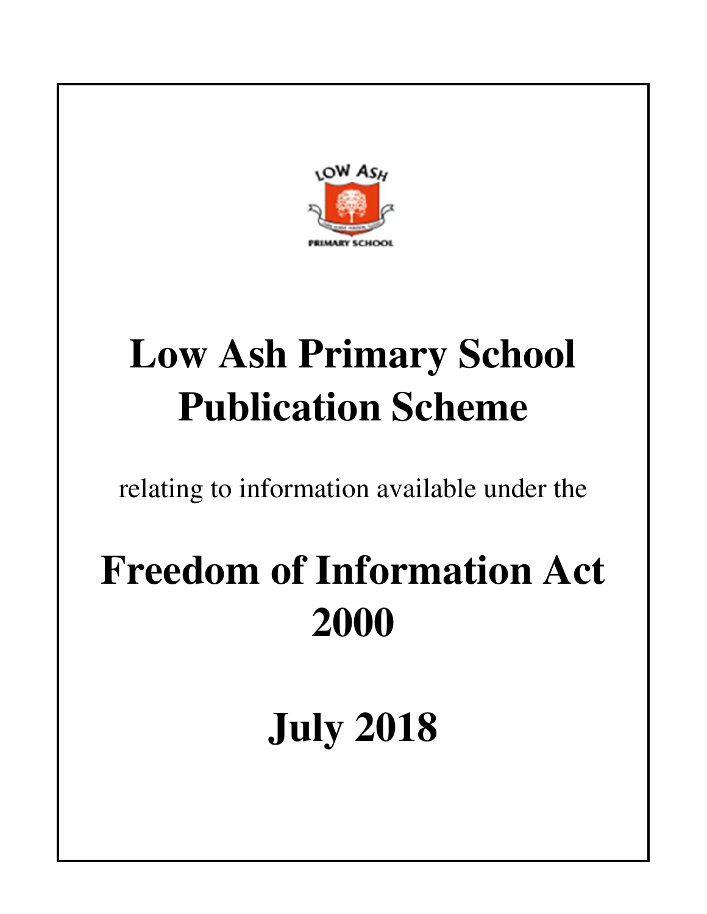# Low Ash Primary School Publication Scheme

relating to information available under the

# Freedom of Information Act 2000

# July 2018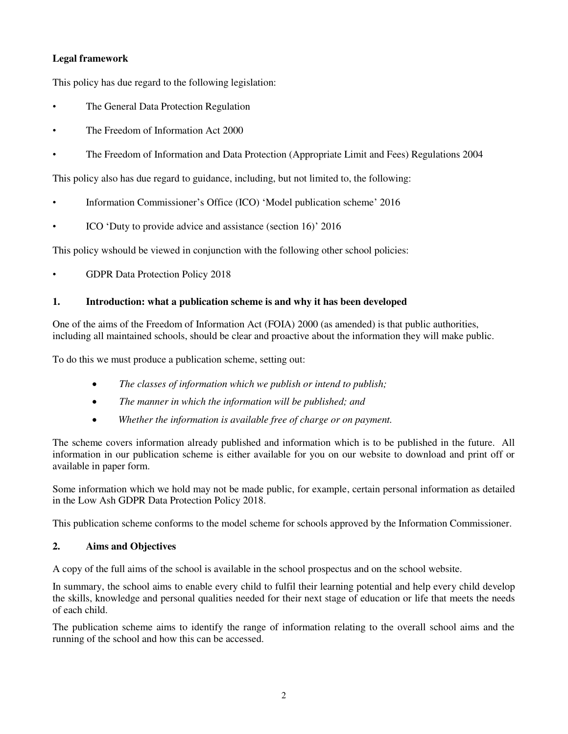**Legal framework**

This policy has due regard to the following legislation:

- The General Data Protection Regulation
- The Freedom of Information Act 2000
- The Freedom of Information and Data Protection (Appropriate Limit and Fees) Regulations 2004

This policy also has due regard to guidance, including, but not limited to, the following:

- Information Commissioner's Office (ICO) 'Model publication scheme' 2016
- ICO 'Duty to provide advice and assistance (section 16)' 2016

This policy wshould be viewed in conjunction with the following other school policies:

- GDPR Data Protection Policy 2018

## 1. Introduction: what a publication scheme is and why it has been developed

One of the aims of the Freedom of Information Act (FOIA) 2000 (as amended) is that public authorities, including all maintained schools, should be clear and proactive about the information they will make public.

To do this we must produce a publication scheme, setting out:

- *The classes of information which we publish or intend to publish;*
- *The manner in which the information will be published; and*
- *Whether the information is available free of charge or on payment.*

The scheme covers information already published and information which is to be published in the future. All information in our publication scheme is either available for you on our website to download and print off or available in paper form.

Some information which we hold may not be made public, for example, certain personal information as detailed in the Low Ash GDPR Data Protection Policy 2018.

This publication scheme conforms to the model scheme for schools approved by the Information Commissioner.

## 2. Aims and Objectives

A copy of the full aims of the school is available in the school prospectus and on the school website.

In summary, the school aims to enable every child to fulfil their learning potential and help every child develop the skills, knowledge and personal qualities needed for their next stage of education or life that meets the needs of each child.

The publication scheme aims to identify the range of information relating to the overall school aims and the running of the school and how this can be accessed.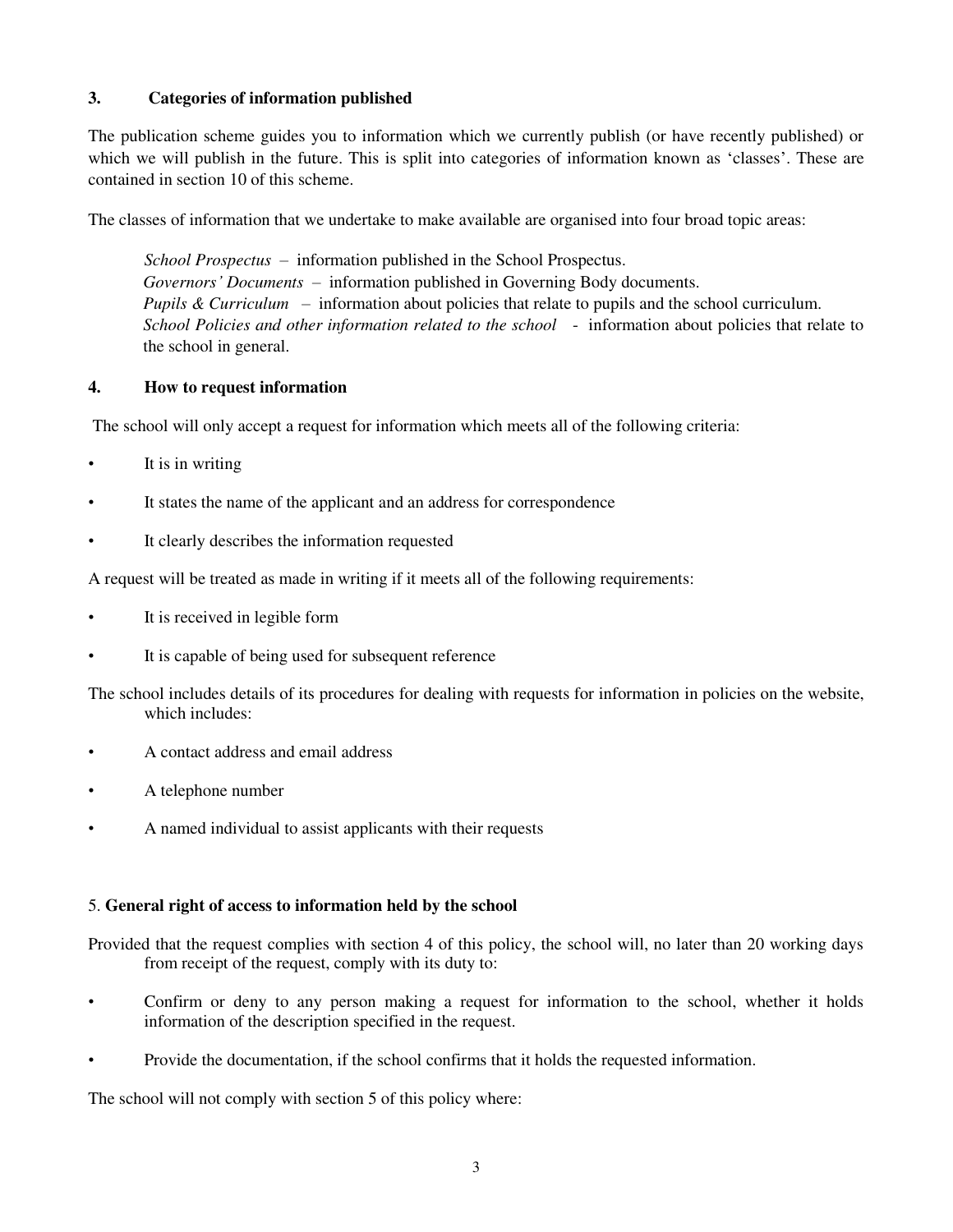## 3. Categories of information published

The publication scheme guides you to information which we currently publish (or have recently published) or which we will publish in the future. This is split into categories of information known as 'classes'. These are contained in section 10 of this scheme.

The classes of information that we undertake to make available are organised into four broad topic areas:

*School Prospectus* – information published in the School Prospectus.
*Governors' Documents* – information published in Governing Body documents.
*Pupils & Curriculum* – information about policies that relate to pupils and the school curriculum.
*School Policies and other information related to the school* - information about policies that relate to the school in general.

## 4. How to request information

The school will only accept a request for information which meets all of the following criteria:

- It is in writing
- It states the name of the applicant and an address for correspondence
- It clearly describes the information requested

A request will be treated as made in writing if it meets all of the following requirements:

- It is received in legible form
- It is capable of being used for subsequent reference

The school includes details of its procedures for dealing with requests for information in policies on the website, which includes:

- A contact address and email address
- A telephone number
- A named individual to assist applicants with their requests

## 5. General right of access to information held by the school

Provided that the request complies with section 4 of this policy, the school will, no later than 20 working days from receipt of the request, comply with its duty to:

- Confirm or deny to any person making a request for information to the school, whether it holds information of the description specified in the request.
- Provide the documentation, if the school confirms that it holds the requested information.

The school will not comply with section 5 of this policy where: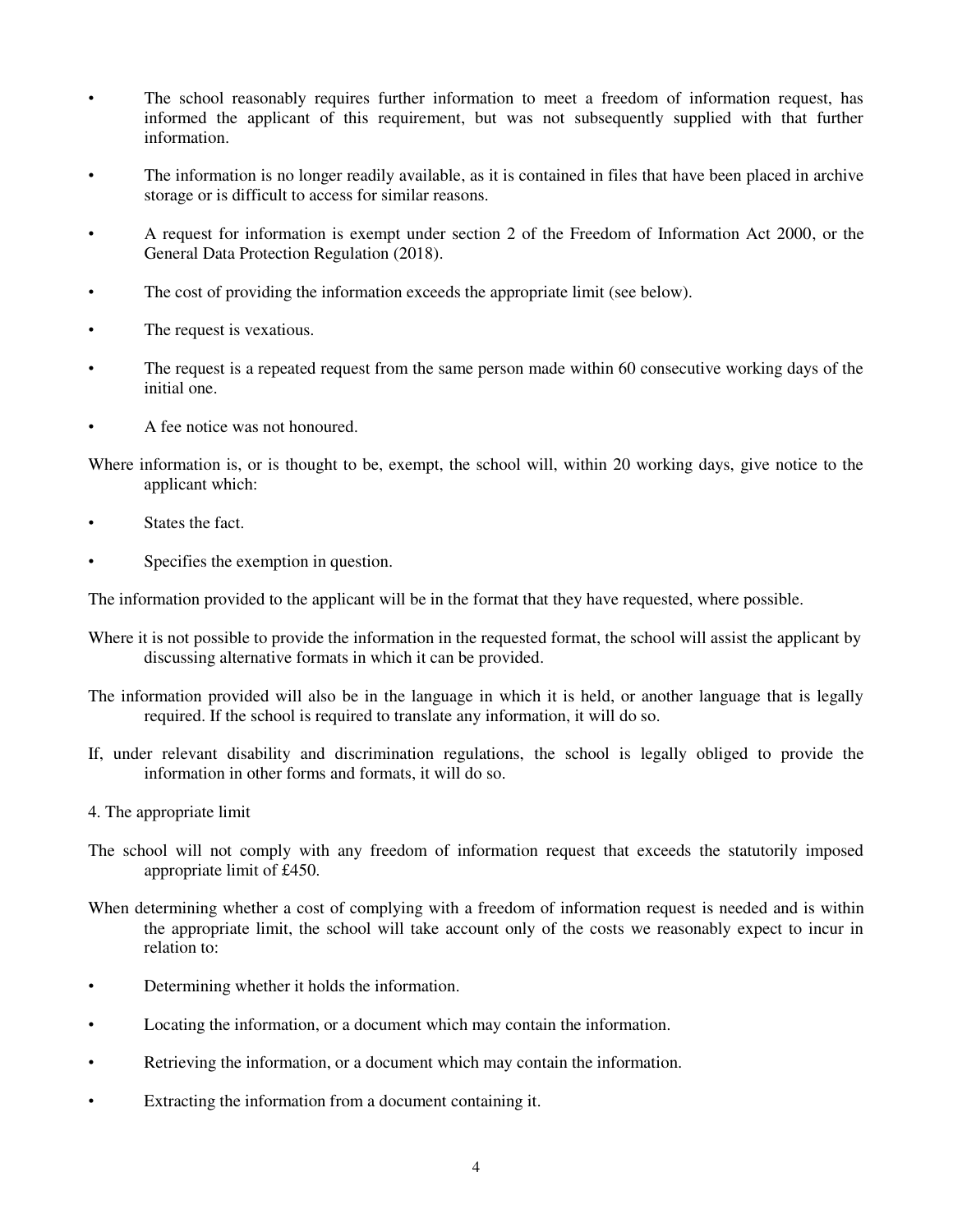- The school reasonably requires further information to meet a freedom of information request, has informed the applicant of this requirement, but was not subsequently supplied with that further information.
- The information is no longer readily available, as it is contained in files that have been placed in archive storage or is difficult to access for similar reasons.
- A request for information is exempt under section 2 of the Freedom of Information Act 2000, or the General Data Protection Regulation (2018).
- The cost of providing the information exceeds the appropriate limit (see below).
- The request is vexatious.
- The request is a repeated request from the same person made within 60 consecutive working days of the initial one.
- A fee notice was not honoured.

Where information is, or is thought to be, exempt, the school will, within 20 working days, give notice to the applicant which:

- States the fact.
- Specifies the exemption in question.

The information provided to the applicant will be in the format that they have requested, where possible.

Where it is not possible to provide the information in the requested format, the school will assist the applicant by discussing alternative formats in which it can be provided.

The information provided will also be in the language in which it is held, or another language that is legally required. If the school is required to translate any information, it will do so.

If, under relevant disability and discrimination regulations, the school is legally obliged to provide the information in other forms and formats, it will do so.

## 4. The appropriate limit

The school will not comply with any freedom of information request that exceeds the statutorily imposed appropriate limit of £450.

When determining whether a cost of complying with a freedom of information request is needed and is within the appropriate limit, the school will take account only of the costs we reasonably expect to incur in relation to:

- Determining whether it holds the information.
- Locating the information, or a document which may contain the information.
- Retrieving the information, or a document which may contain the information.
- Extracting the information from a document containing it.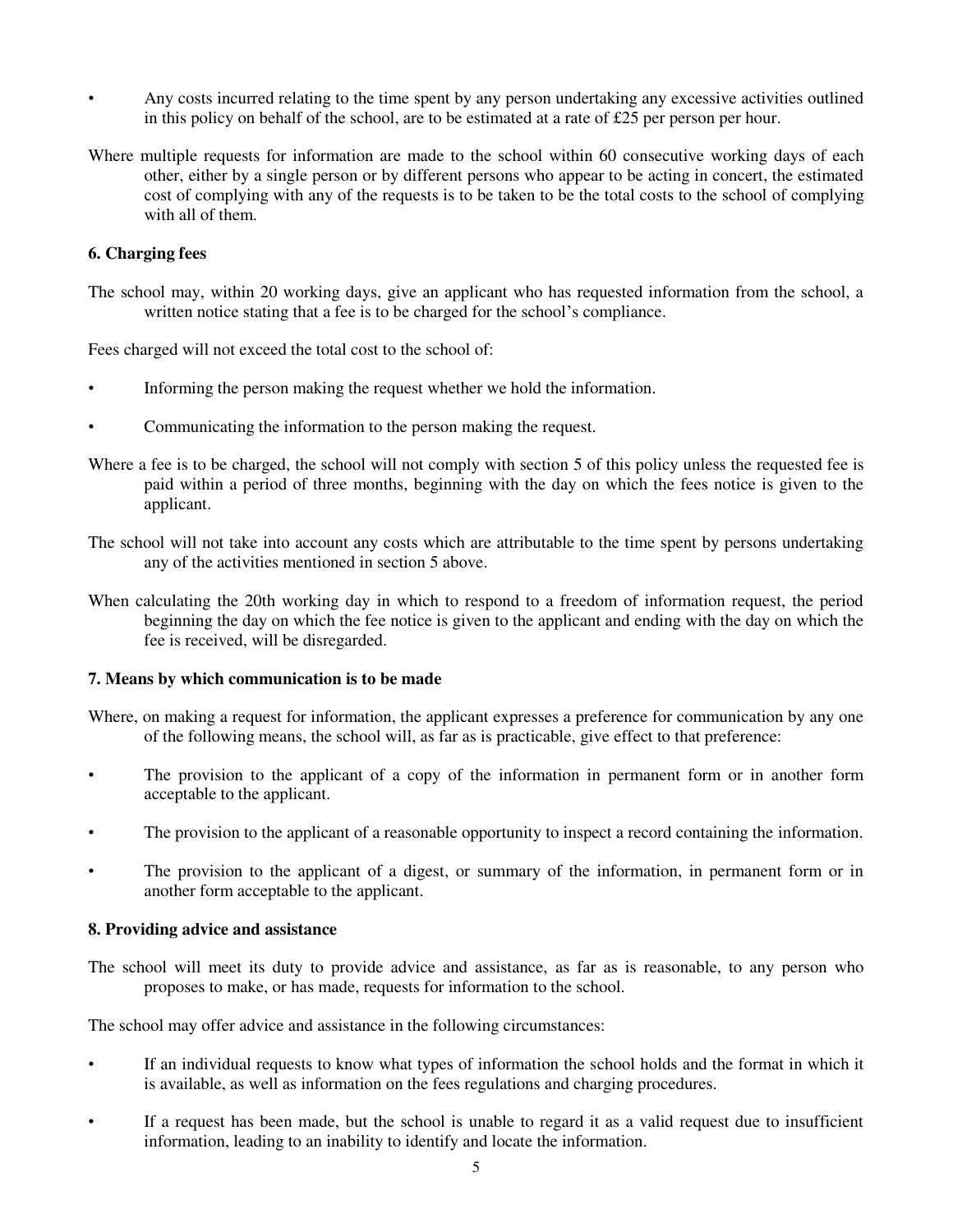- Any costs incurred relating to the time spent by any person undertaking any excessive activities outlined in this policy on behalf of the school, are to be estimated at a rate of £25 per person per hour.

Where multiple requests for information are made to the school within 60 consecutive working days of each other, either by a single person or by different persons who appear to be acting in concert, the estimated cost of complying with any of the requests is to be taken to be the total costs to the school of complying with all of them.

**6. Charging fees**

The school may, within 20 working days, give an applicant who has requested information from the school, a written notice stating that a fee is to be charged for the school's compliance.

Fees charged will not exceed the total cost to the school of:

- Informing the person making the request whether we hold the information.
- Communicating the information to the person making the request.

Where a fee is to be charged, the school will not comply with section 5 of this policy unless the requested fee is paid within a period of three months, beginning with the day on which the fees notice is given to the applicant.

The school will not take into account any costs which are attributable to the time spent by persons undertaking any of the activities mentioned in section 5 above.

When calculating the 20th working day in which to respond to a freedom of information request, the period beginning the day on which the fee notice is given to the applicant and ending with the day on which the fee is received, will be disregarded.

**7. Means by which communication is to be made**

Where, on making a request for information, the applicant expresses a preference for communication by any one of the following means, the school will, as far as is practicable, give effect to that preference:

- The provision to the applicant of a copy of the information in permanent form or in another form acceptable to the applicant.
- The provision to the applicant of a reasonable opportunity to inspect a record containing the information.
- The provision to the applicant of a digest, or summary of the information, in permanent form or in another form acceptable to the applicant.

**8. Providing advice and assistance**

The school will meet its duty to provide advice and assistance, as far as is reasonable, to any person who proposes to make, or has made, requests for information to the school.

The school may offer advice and assistance in the following circumstances:

- If an individual requests to know what types of information the school holds and the format in which it is available, as well as information on the fees regulations and charging procedures.
- If a request has been made, but the school is unable to regard it as a valid request due to insufficient information, leading to an inability to identify and locate the information.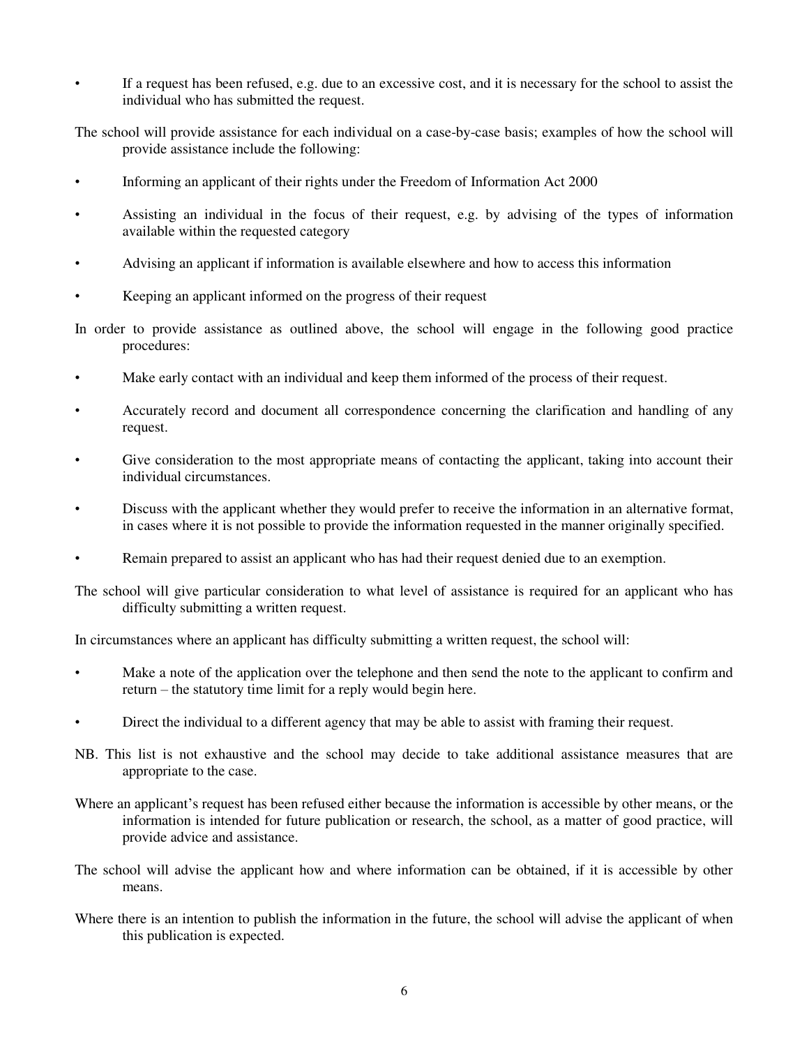- If a request has been refused, e.g. due to an excessive cost, and it is necessary for the school to assist the individual who has submitted the request.

The school will provide assistance for each individual on a case-by-case basis; examples of how the school will provide assistance include the following:

- Informing an applicant of their rights under the Freedom of Information Act 2000
- Assisting an individual in the focus of their request, e.g. by advising of the types of information available within the requested category
- Advising an applicant if information is available elsewhere and how to access this information
- Keeping an applicant informed on the progress of their request

In order to provide assistance as outlined above, the school will engage in the following good practice procedures:

- Make early contact with an individual and keep them informed of the process of their request.
- Accurately record and document all correspondence concerning the clarification and handling of any request.
- Give consideration to the most appropriate means of contacting the applicant, taking into account their individual circumstances.
- Discuss with the applicant whether they would prefer to receive the information in an alternative format, in cases where it is not possible to provide the information requested in the manner originally specified.
- Remain prepared to assist an applicant who has had their request denied due to an exemption.

The school will give particular consideration to what level of assistance is required for an applicant who has difficulty submitting a written request.

In circumstances where an applicant has difficulty submitting a written request, the school will:

- Make a note of the application over the telephone and then send the note to the applicant to confirm and return – the statutory time limit for a reply would begin here.
- Direct the individual to a different agency that may be able to assist with framing their request.

NB. This list is not exhaustive and the school may decide to take additional assistance measures that are appropriate to the case.

Where an applicant's request has been refused either because the information is accessible by other means, or the information is intended for future publication or research, the school, as a matter of good practice, will provide advice and assistance.

The school will advise the applicant how and where information can be obtained, if it is accessible by other means.

Where there is an intention to publish the information in the future, the school will advise the applicant of when this publication is expected.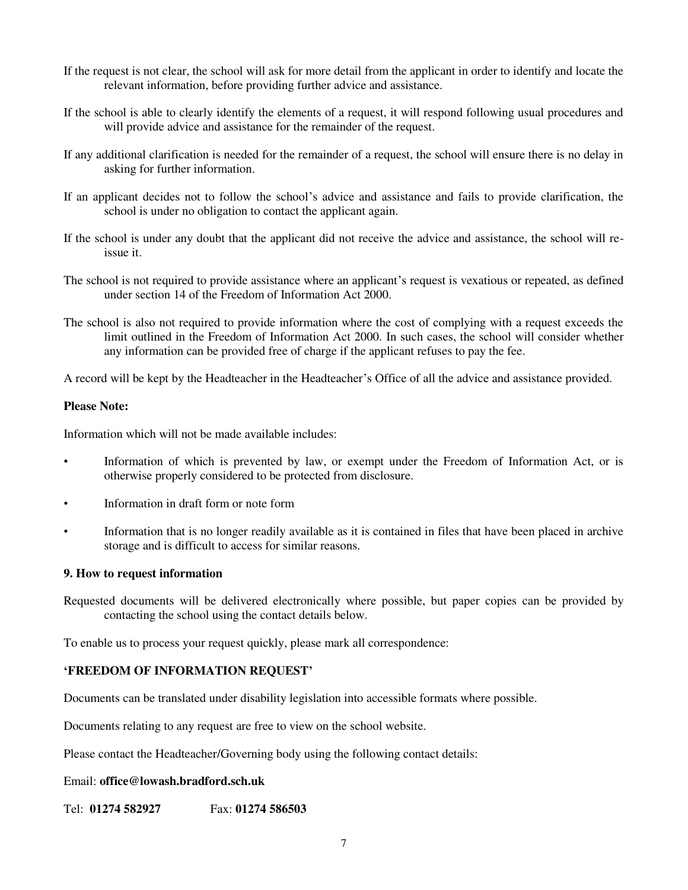If the request is not clear, the school will ask for more detail from the applicant in order to identify and locate the relevant information, before providing further advice and assistance.

If the school is able to clearly identify the elements of a request, it will respond following usual procedures and will provide advice and assistance for the remainder of the request.

If any additional clarification is needed for the remainder of a request, the school will ensure there is no delay in asking for further information.

If an applicant decides not to follow the school's advice and assistance and fails to provide clarification, the school is under no obligation to contact the applicant again.

If the school is under any doubt that the applicant did not receive the advice and assistance, the school will re-issue it.

The school is not required to provide assistance where an applicant's request is vexatious or repeated, as defined under section 14 of the Freedom of Information Act 2000.

The school is also not required to provide information where the cost of complying with a request exceeds the limit outlined in the Freedom of Information Act 2000. In such cases, the school will consider whether any information can be provided free of charge if the applicant refuses to pay the fee.

A record will be kept by the Headteacher in the Headteacher's Office of all the advice and assistance provided.

**Please Note:**

Information which will not be made available includes:

- Information of which is prevented by law, or exempt under the Freedom of Information Act, or is otherwise properly considered to be protected from disclosure.
- Information in draft form or note form
- Information that is no longer readily available as it is contained in files that have been placed in archive storage and is difficult to access for similar reasons.

## 9. How to request information

Requested documents will be delivered electronically where possible, but paper copies can be provided by contacting the school using the contact details below.

To enable us to process your request quickly, please mark all correspondence:

**'FREEDOM OF INFORMATION REQUEST'**

Documents can be translated under disability legislation into accessible formats where possible.

Documents relating to any request are free to view on the school website.

Please contact the Headteacher/Governing body using the following contact details:

Email: **office@lowash.bradford.sch.uk**

Tel: **01274 582927** Fax: **01274 586503**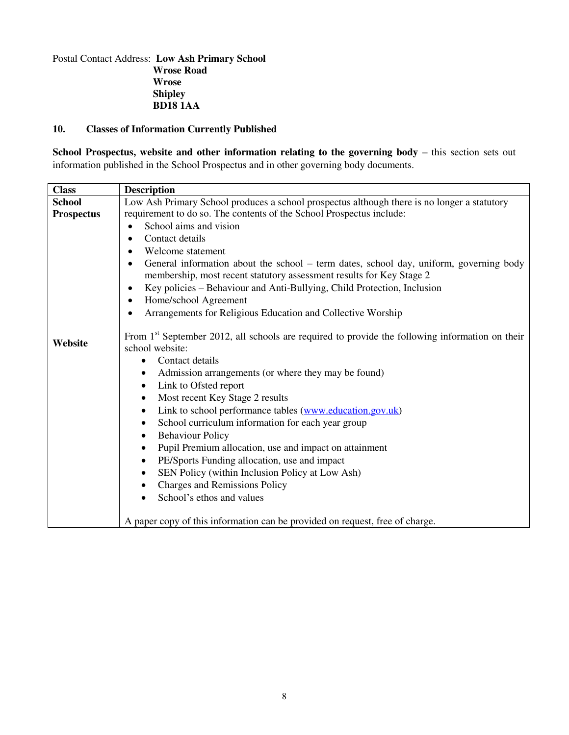Postal Contact Address: **Low Ash Primary School**
**Wrose Road**
**Wrose**
**Shipley**
**BD18 1AA**

## 10. Classes of Information Currently Published

**School Prospectus, website and other information relating to the governing body –** this section sets out information published in the School Prospectus and in other governing body documents.

| Class | Description |
|---|---|
| **School Prospectus** | Low Ash Primary School produces a school prospectus although there is no longer a statutory requirement to do so. The contents of the School Prospectus include:<br>• School aims and vision<br>• Contact details<br>• Welcome statement<br>• General information about the school – term dates, school day, uniform, governing body membership, most recent statutory assessment results for Key Stage 2<br>• Key policies – Behaviour and Anti-Bullying, Child Protection, Inclusion<br>• Home/school Agreement<br>• Arrangements for Religious Education and Collective Worship |
| **Website** | From 1st September 2012, all schools are required to provide the following information on their school website:<br>• Contact details<br>• Admission arrangements (or where they may be found)<br>• Link to Ofsted report<br>• Most recent Key Stage 2 results<br>• Link to school performance tables (www.education.gov.uk)<br>• School curriculum information for each year group<br>• Behaviour Policy<br>• Pupil Premium allocation, use and impact on attainment<br>• PE/Sports Funding allocation, use and impact<br>• SEN Policy (within Inclusion Policy at Low Ash)<br>• Charges and Remissions Policy<br>• School's ethos and values<br><br>A paper copy of this information can be provided on request, free of charge. |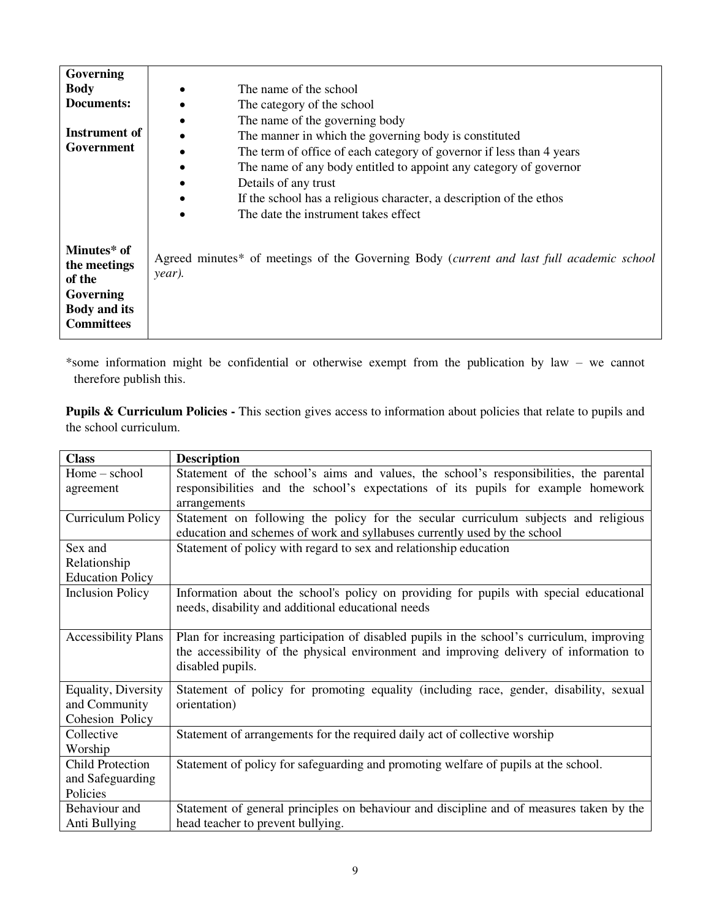| | |
|---|---|
| **Governing Body Documents:**<br><br>**Instrument of Government** | • The name of the school<br>• The category of the school<br>• The name of the governing body<br>• The manner in which the governing body is constituted<br>• The term of office of each category of governor if less than 4 years<br>• The name of any body entitled to appoint any category of governor<br>• Details of any trust<br>• If the school has a religious character, a description of the ethos<br>• The date the instrument takes effect |
| **Minutes* of the meetings of the Governing Body and its Committees** | Agreed minutes* of meetings of the Governing Body (*current and last full academic school year).* |

*some information might be confidential or otherwise exempt from the publication by law – we cannot therefore publish this.

**Pupils & Curriculum Policies -** This section gives access to information about policies that relate to pupils and the school curriculum.

| **Class** | **Description** |
|---|---|
| Home – school agreement | Statement of the school's aims and values, the school's responsibilities, the parental responsibilities and the school's expectations of its pupils for example homework arrangements |
| Curriculum Policy | Statement on following the policy for the secular curriculum subjects and religious education and schemes of work and syllabuses currently used by the school |
| Sex and Relationship Education Policy | Statement of policy with regard to sex and relationship education |
| Inclusion Policy | Information about the school's policy on providing for pupils with special educational needs, disability and additional educational needs |
| Accessibility Plans | Plan for increasing participation of disabled pupils in the school's curriculum, improving the accessibility of the physical environment and improving delivery of information to disabled pupils. |
| Equality, Diversity and Community Cohesion Policy | Statement of policy for promoting equality (including race, gender, disability, sexual orientation) |
| Collective Worship | Statement of arrangements for the required daily act of collective worship |
| Child Protection and Safeguarding Policies | Statement of policy for safeguarding and promoting welfare of pupils at the school. |
| Behaviour and Anti Bullying | Statement of general principles on behaviour and discipline and of measures taken by the head teacher to prevent bullying. |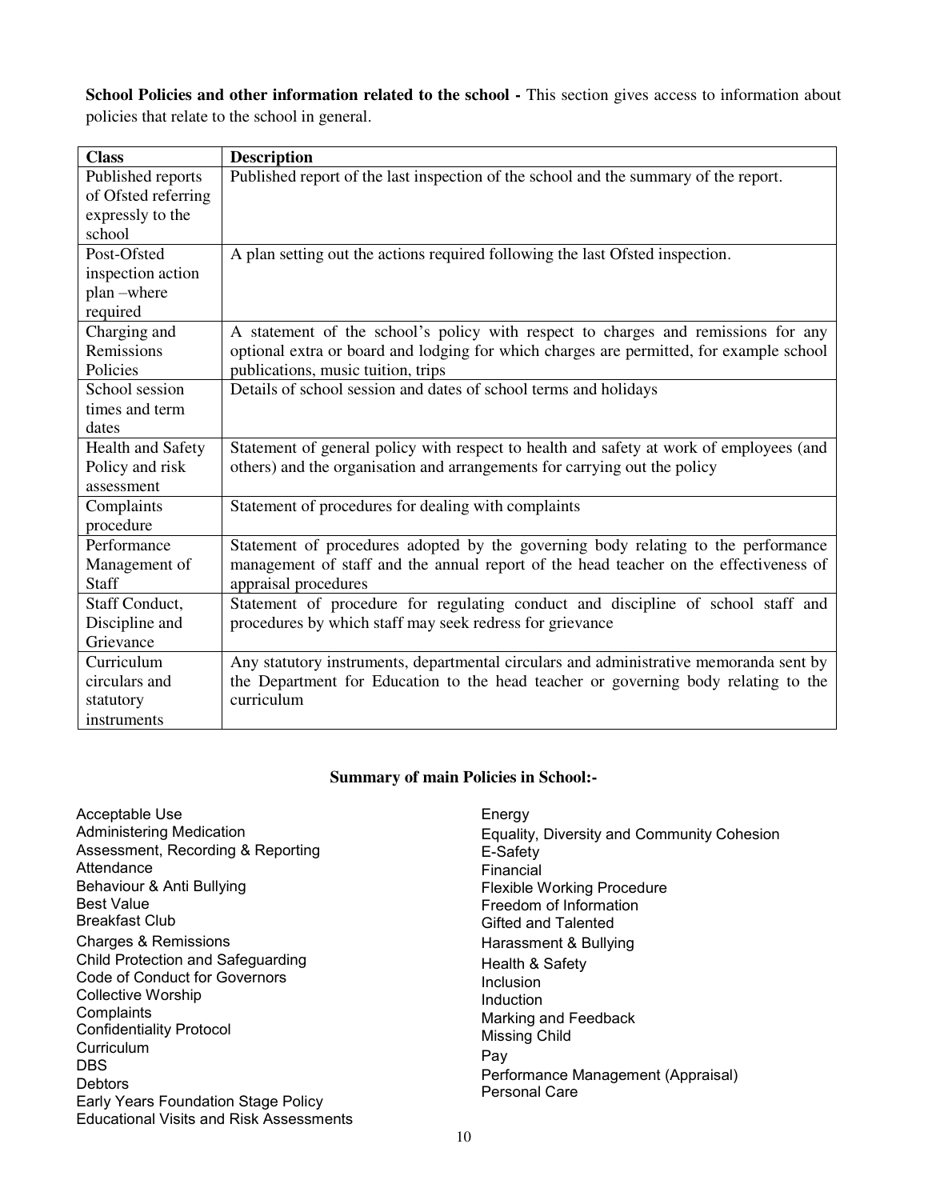**School Policies and other information related to the school -** This section gives access to information about policies that relate to the school in general.

| Class | Description |
|---|---|
| Published reports of Ofsted referring expressly to the school | Published report of the last inspection of the school and the summary of the report. |
| Post-Ofsted inspection action plan –where required | A plan setting out the actions required following the last Ofsted inspection. |
| Charging and Remissions Policies | A statement of the school's policy with respect to charges and remissions for any optional extra or board and lodging for which charges are permitted, for example school publications, music tuition, trips |
| School session times and term dates | Details of school session and dates of school terms and holidays |
| Health and Safety Policy and risk assessment | Statement of general policy with respect to health and safety at work of employees (and others) and the organisation and arrangements for carrying out the policy |
| Complaints procedure | Statement of procedures for dealing with complaints |
| Performance Management of Staff | Statement of procedures adopted by the governing body relating to the performance management of staff and the annual report of the head teacher on the effectiveness of appraisal procedures |
| Staff Conduct, Discipline and Grievance | Statement of procedure for regulating conduct and discipline of school staff and procedures by which staff may seek redress for grievance |
| Curriculum circulars and statutory instruments | Any statutory instruments, departmental circulars and administrative memoranda sent by the Department for Education to the head teacher or governing body relating to the curriculum |

**Summary of main Policies in School:-**

Acceptable Use
Administering Medication
Assessment, Recording & Reporting
Attendance
Behaviour & Anti Bullying
Best Value
Breakfast Club
Charges & Remissions
Child Protection and Safeguarding
Code of Conduct for Governors
Collective Worship
Complaints
Confidentiality Protocol
Curriculum
DBS
Debtors
Early Years Foundation Stage Policy
Educational Visits and Risk Assessments
Energy
Equality, Diversity and Community Cohesion
E-Safety
Financial
Flexible Working Procedure
Freedom of Information
Gifted and Talented
Harassment & Bullying
Health & Safety
Inclusion
Induction
Marking and Feedback
Missing Child
Pay
Performance Management (Appraisal)
Personal Care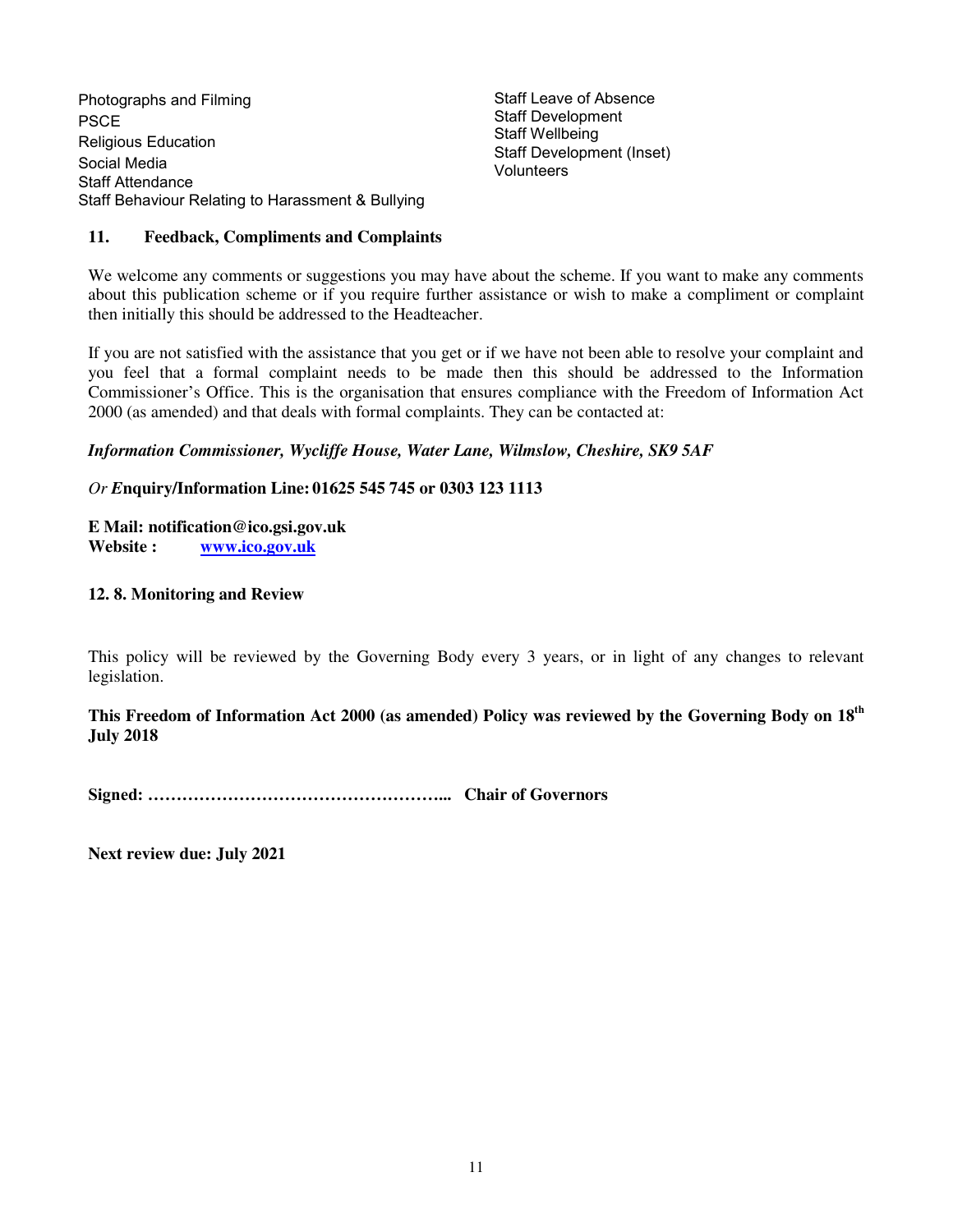Photographs and Filming
PSCE
Religious Education
Social Media
Staff Attendance
Staff Behaviour Relating to Harassment & Bullying
Staff Leave of Absence
Staff Development
Staff Wellbeing
Staff Development (Inset)
Volunteers

**11. Feedback, Compliments and Complaints**

We welcome any comments or suggestions you may have about the scheme. If you want to make any comments about this publication scheme or if you require further assistance or wish to make a compliment or complaint then initially this should be addressed to the Headteacher.

If you are not satisfied with the assistance that you get or if we have not been able to resolve your complaint and you feel that a formal complaint needs to be made then this should be addressed to the Information Commissioner's Office. This is the organisation that ensures compliance with the Freedom of Information Act 2000 (as amended) and that deals with formal complaints. They can be contacted at:

***Information Commissioner, Wycliffe House, Water Lane, Wilmslow, Cheshire, SK9 5AF***

*Or E***nquiry/Information Line: 01625 545 745 or 0303 123 1113**

**E Mail: notification@ico.gsi.gov.uk**
**Website : [www.ico.gov.uk](www.ico.gov.uk)**

**12. 8. Monitoring and Review**

This policy will be reviewed by the Governing Body every 3 years, or in light of any changes to relevant legislation.

**This Freedom of Information Act 2000 (as amended) Policy was reviewed by the Governing Body on 18th July 2018**

**Signed: …………………………………………... Chair of Governors**

**Next review due: July 2021**